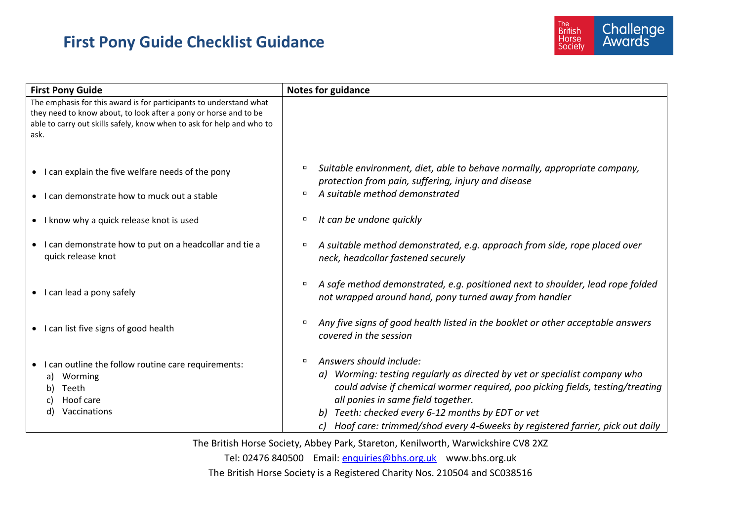# First Pony Guide Checklist Guidance

| First Pony Guide | Notes for guidance |
| --- | --- |
| The emphasis for this award is for participants to understand what they need to know about, to look after a pony or horse and to be able to carry out skills safely, know when to ask for help and who to ask. | |
| • I can explain the five welfare needs of the pony | ▫ *Suitable environment, diet, able to behave normally, appropriate company, protection from pain, suffering, injury and disease* |
| • I can demonstrate how to muck out a stable | ▫ *A suitable method demonstrated* |
| • I know why a quick release knot is used | ▫ *It can be undone quickly* |
| • I can demonstrate how to put on a headcollar and tie a quick release knot | ▫ *A suitable method demonstrated, e.g. approach from side, rope placed over neck, headcollar fastened securely* |
| • I can lead a pony safely | ▫ *A safe method demonstrated, e.g. positioned next to shoulder, lead rope folded not wrapped around hand, pony turned away from handler* |
| • I can list five signs of good health | ▫ *Any five signs of good health listed in the booklet or other acceptable answers covered in the session* |
| • I can outline the follow routine care requirements:<br>a) Worming<br>b) Teeth<br>c) Hoof care<br>d) Vaccinations | ▫ *Answers should include:*<br>*a) Worming: testing regularly as directed by vet or specialist company who could advise if chemical wormer required, poo picking fields, testing/treating all ponies in same field together.*<br>*b) Teeth: checked every 6-12 months by EDT or vet*<br>*c) Hoof care: trimmed/shod every 4-6weeks by registered farrier, pick out daily* |

The British Horse Society, Abbey Park, Stareton, Kenilworth, Warwickshire CV8 2XZ
Tel: 02476 840500 Email: enquiries@bhs.org.uk www.bhs.org.uk
The British Horse Society is a Registered Charity Nos. 210504 and SC038516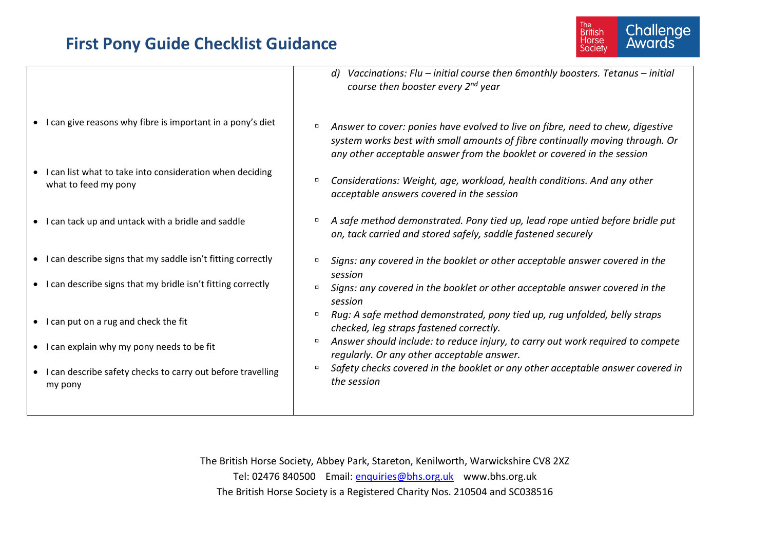# First Pony Guide Checklist Guidance

| | |
|---|---|
| | *d) Vaccinations: Flu – initial course then 6monthly boosters. Tetanus – initial course then booster every 2nd year* |
| • I can give reasons why fibre is important in a pony's diet | ▫ *Answer to cover: ponies have evolved to live on fibre, need to chew, digestive system works best with small amounts of fibre continually moving through. Or any other acceptable answer from the booklet or covered in the session* |
| • I can list what to take into consideration when deciding what to feed my pony | ▫ *Considerations: Weight, age, workload, health conditions. And any other acceptable answers covered in the session* |
| • I can tack up and untack with a bridle and saddle | ▫ *A safe method demonstrated. Pony tied up, lead rope untied before bridle put on, tack carried and stored safely, saddle fastened securely* |
| • I can describe signs that my saddle isn't fitting correctly | ▫ *Signs: any covered in the booklet or other acceptable answer covered in the session* |
| • I can describe signs that my bridle isn't fitting correctly | ▫ *Signs: any covered in the booklet or other acceptable answer covered in the session* |
| • I can put on a rug and check the fit | ▫ *Rug: A safe method demonstrated, pony tied up, rug unfolded, belly straps checked, leg straps fastened correctly.* |
| • I can explain why my pony needs to be fit | ▫ *Answer should include: to reduce injury, to carry out work required to compete regularly. Or any other acceptable answer.* |
| • I can describe safety checks to carry out before travelling my pony | ▫ *Safety checks covered in the booklet or any other acceptable answer covered in the session* |

The British Horse Society, Abbey Park, Stareton, Kenilworth, Warwickshire CV8 2XZ
Tel: 02476 840500 Email: enquiries@bhs.org.uk www.bhs.org.uk
The British Horse Society is a Registered Charity Nos. 210504 and SC038516